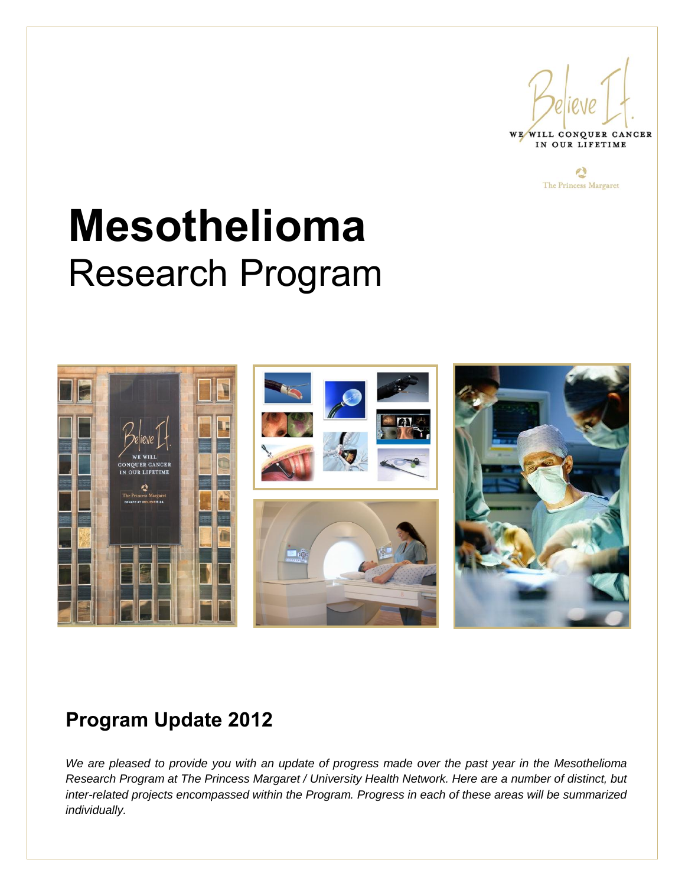Believe It.

WE WILL CONQUER CANCER IN OUR LIFETIME

The Princess Margaret

# Mesothelioma
Research Program

## Program Update 2012

*We are pleased to provide you with an update of progress made over the past year in the Mesothelioma Research Program at The Princess Margaret / University Health Network. Here are a number of distinct, but inter-related projects encompassed within the Program. Progress in each of these areas will be summarized individually.*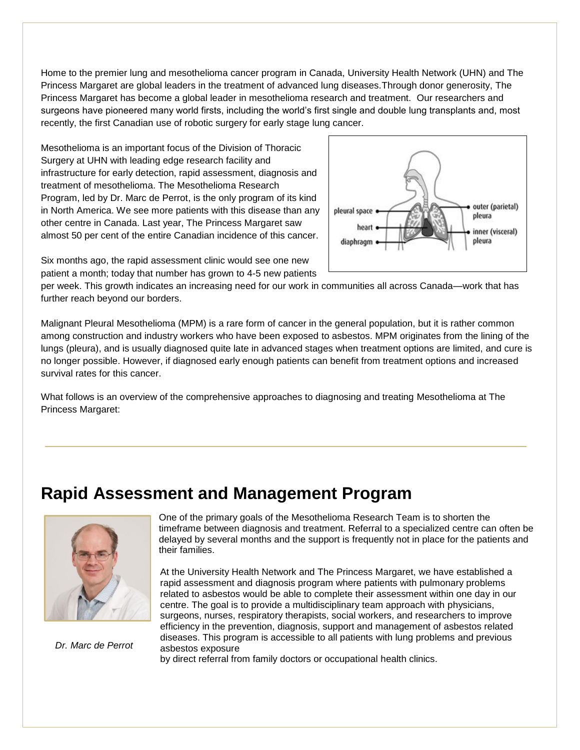Home to the premier lung and mesothelioma cancer program in Canada, University Health Network (UHN) and The Princess Margaret are global leaders in the treatment of advanced lung diseases.Through donor generosity, The Princess Margaret has become a global leader in mesothelioma research and treatment. Our researchers and surgeons have pioneered many world firsts, including the world's first single and double lung transplants and, most recently, the first Canadian use of robotic surgery for early stage lung cancer.

Mesothelioma is an important focus of the Division of Thoracic Surgery at UHN with leading edge research facility and infrastructure for early detection, rapid assessment, diagnosis and treatment of mesothelioma. The Mesothelioma Research Program, led by Dr. Marc de Perrot, is the only program of its kind in North America. We see more patients with this disease than any other centre in Canada. Last year, The Princess Margaret saw almost 50 per cent of the entire Canadian incidence of this cancer.

Six months ago, the rapid assessment clinic would see one new patient a month; today that number has grown to 4-5 new patients per week. This growth indicates an increasing need for our work in communities all across Canada—work that has further reach beyond our borders.

Malignant Pleural Mesothelioma (MPM) is a rare form of cancer in the general population, but it is rather common among construction and industry workers who have been exposed to asbestos. MPM originates from the lining of the lungs (pleura), and is usually diagnosed quite late in advanced stages when treatment options are limited, and cure is no longer possible. However, if diagnosed early enough patients can benefit from treatment options and increased survival rates for this cancer.

What follows is an overview of the comprehensive approaches to diagnosing and treating Mesothelioma at The Princess Margaret:

## Rapid Assessment and Management Program

*Dr. Marc de Perrot*

One of the primary goals of the Mesothelioma Research Team is to shorten the timeframe between diagnosis and treatment. Referral to a specialized centre can often be delayed by several months and the support is frequently not in place for the patients and their families.

At the University Health Network and The Princess Margaret, we have established a rapid assessment and diagnosis program where patients with pulmonary problems related to asbestos would be able to complete their assessment within one day in our centre. The goal is to provide a multidisciplinary team approach with physicians, surgeons, nurses, respiratory therapists, social workers, and researchers to improve efficiency in the prevention, diagnosis, support and management of asbestos related diseases. This program is accessible to all patients with lung problems and previous asbestos exposure by direct referral from family doctors or occupational health clinics.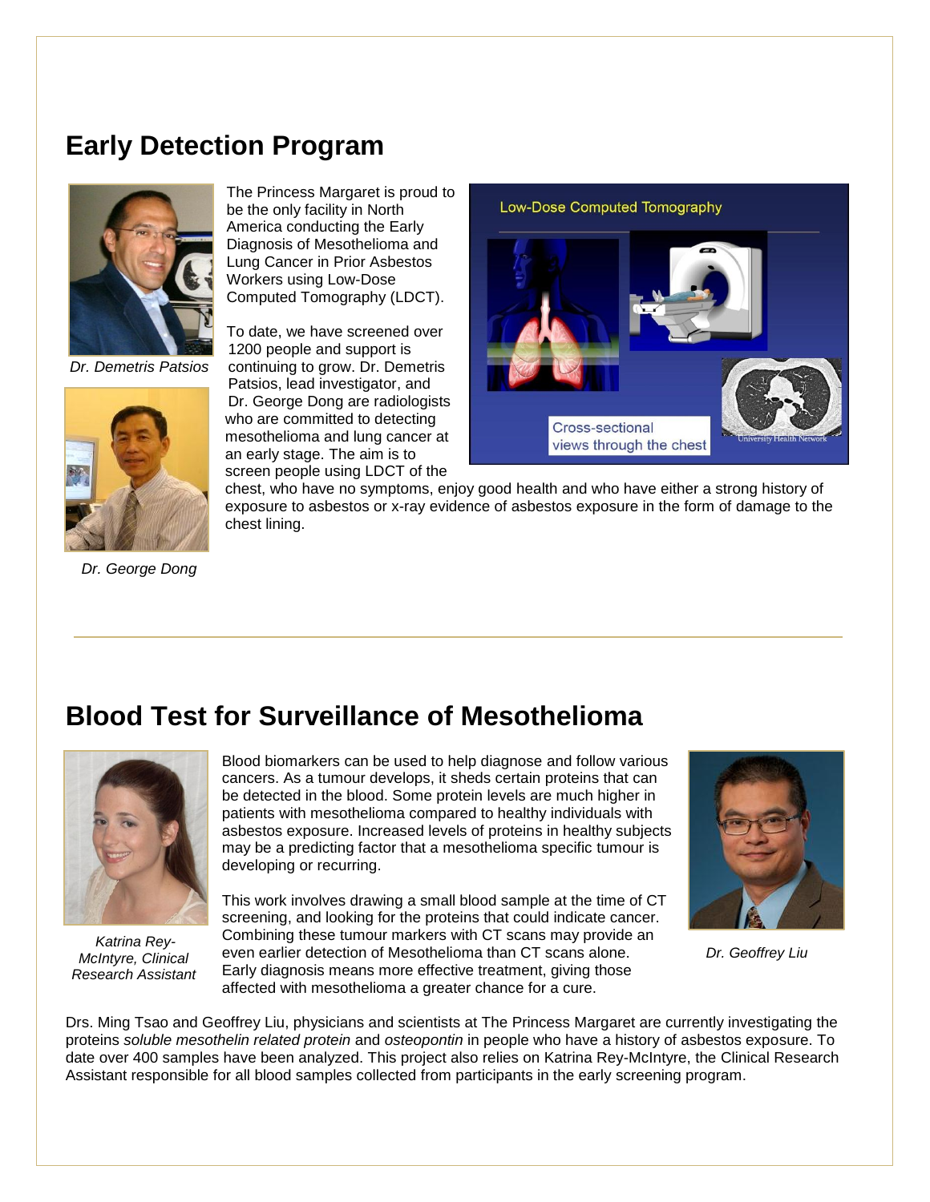## Early Detection Program

*Dr. Demetris Patsios*

*Dr. George Dong*

The Princess Margaret is proud to be the only facility in North America conducting the Early Diagnosis of Mesothelioma and Lung Cancer in Prior Asbestos Workers using Low-Dose Computed Tomography (LDCT).

To date, we have screened over 1200 people and support is continuing to grow. Dr. Demetris Patsios, lead investigator, and Dr. George Dong are radiologists who are committed to detecting mesothelioma and lung cancer at an early stage. The aim is to screen people using LDCT of the chest, who have no symptoms, enjoy good health and who have either a strong history of exposure to asbestos or x-ray evidence of asbestos exposure in the form of damage to the chest lining.

Low-Dose Computed Tomography

Cross-sectional views through the chest

## Blood Test for Surveillance of Mesothelioma

*Katrina Rey-McIntyre, Clinical Research Assistant*

*Dr. Geoffrey Liu*

Blood biomarkers can be used to help diagnose and follow various cancers. As a tumour develops, it sheds certain proteins that can be detected in the blood. Some protein levels are much higher in patients with mesothelioma compared to healthy individuals with asbestos exposure. Increased levels of proteins in healthy subjects may be a predicting factor that a mesothelioma specific tumour is developing or recurring.

This work involves drawing a small blood sample at the time of CT screening, and looking for the proteins that could indicate cancer. Combining these tumour markers with CT scans may provide an even earlier detection of Mesothelioma than CT scans alone. Early diagnosis means more effective treatment, giving those affected with mesothelioma a greater chance for a cure.

Drs. Ming Tsao and Geoffrey Liu, physicians and scientists at The Princess Margaret are currently investigating the proteins *soluble mesothelin related protein* and *osteopontin* in people who have a history of asbestos exposure. To date over 400 samples have been analyzed. This project also relies on Katrina Rey-McIntyre, the Clinical Research Assistant responsible for all blood samples collected from participants in the early screening program.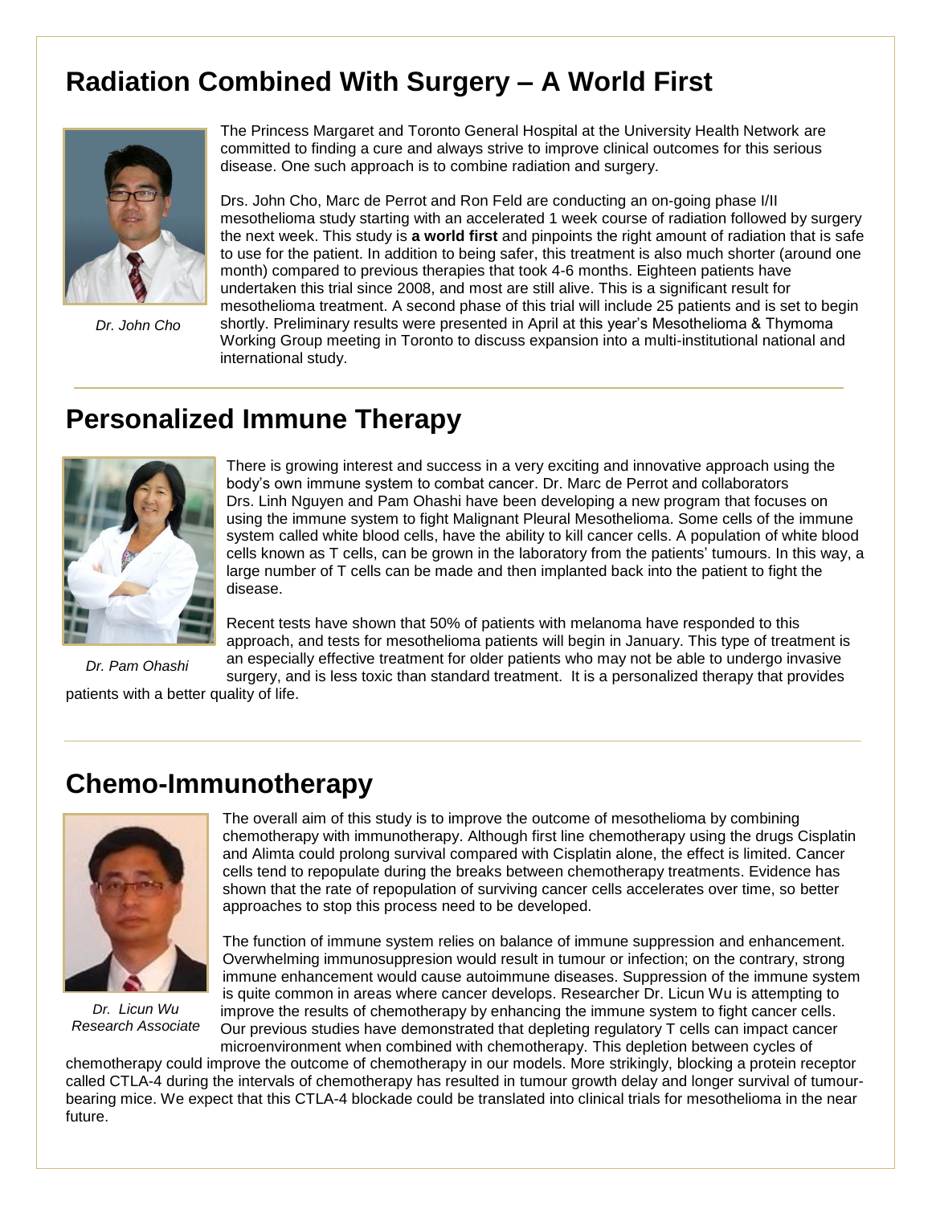## Radiation Combined With Surgery – A World First

*Dr. John Cho*

The Princess Margaret and Toronto General Hospital at the University Health Network are committed to finding a cure and always strive to improve clinical outcomes for this serious disease. One such approach is to combine radiation and surgery.

Drs. John Cho, Marc de Perrot and Ron Feld are conducting an on-going phase I/II mesothelioma study starting with an accelerated 1 week course of radiation followed by surgery the next week. This study is **a world first** and pinpoints the right amount of radiation that is safe to use for the patient. In addition to being safer, this treatment is also much shorter (around one month) compared to previous therapies that took 4-6 months. Eighteen patients have undertaken this trial since 2008, and most are still alive. This is a significant result for mesothelioma treatment. A second phase of this trial will include 25 patients and is set to begin shortly. Preliminary results were presented in April at this year's Mesothelioma & Thymoma Working Group meeting in Toronto to discuss expansion into a multi-institutional national and international study.

## Personalized Immune Therapy

*Dr. Pam Ohashi*

There is growing interest and success in a very exciting and innovative approach using the body's own immune system to combat cancer. Dr. Marc de Perrot and collaborators Drs. Linh Nguyen and Pam Ohashi have been developing a new program that focuses on using the immune system to fight Malignant Pleural Mesothelioma. Some cells of the immune system called white blood cells, have the ability to kill cancer cells. A population of white blood cells known as T cells, can be grown in the laboratory from the patients' tumours. In this way, a large number of T cells can be made and then implanted back into the patient to fight the disease.

Recent tests have shown that 50% of patients with melanoma have responded to this approach, and tests for mesothelioma patients will begin in January. This type of treatment is an especially effective treatment for older patients who may not be able to undergo invasive surgery, and is less toxic than standard treatment. It is a personalized therapy that provides patients with a better quality of life.

## Chemo-Immunotherapy

*Dr. Licun Wu*
*Research Associate*

The overall aim of this study is to improve the outcome of mesothelioma by combining chemotherapy with immunotherapy. Although first line chemotherapy using the drugs Cisplatin and Alimta could prolong survival compared with Cisplatin alone, the effect is limited. Cancer cells tend to repopulate during the breaks between chemotherapy treatments. Evidence has shown that the rate of repopulation of surviving cancer cells accelerates over time, so better approaches to stop this process need to be developed.

The function of immune system relies on balance of immune suppression and enhancement. Overwhelming immunosuppresion would result in tumour or infection; on the contrary, strong immune enhancement would cause autoimmune diseases. Suppression of the immune system is quite common in areas where cancer develops. Researcher Dr. Licun Wu is attempting to improve the results of chemotherapy by enhancing the immune system to fight cancer cells. Our previous studies have demonstrated that depleting regulatory T cells can impact cancer microenvironment when combined with chemotherapy. This depletion between cycles of chemotherapy could improve the outcome of chemotherapy in our models. More strikingly, blocking a protein receptor called CTLA-4 during the intervals of chemotherapy has resulted in tumour growth delay and longer survival of tumour-bearing mice. We expect that this CTLA-4 blockade could be translated into clinical trials for mesothelioma in the near future.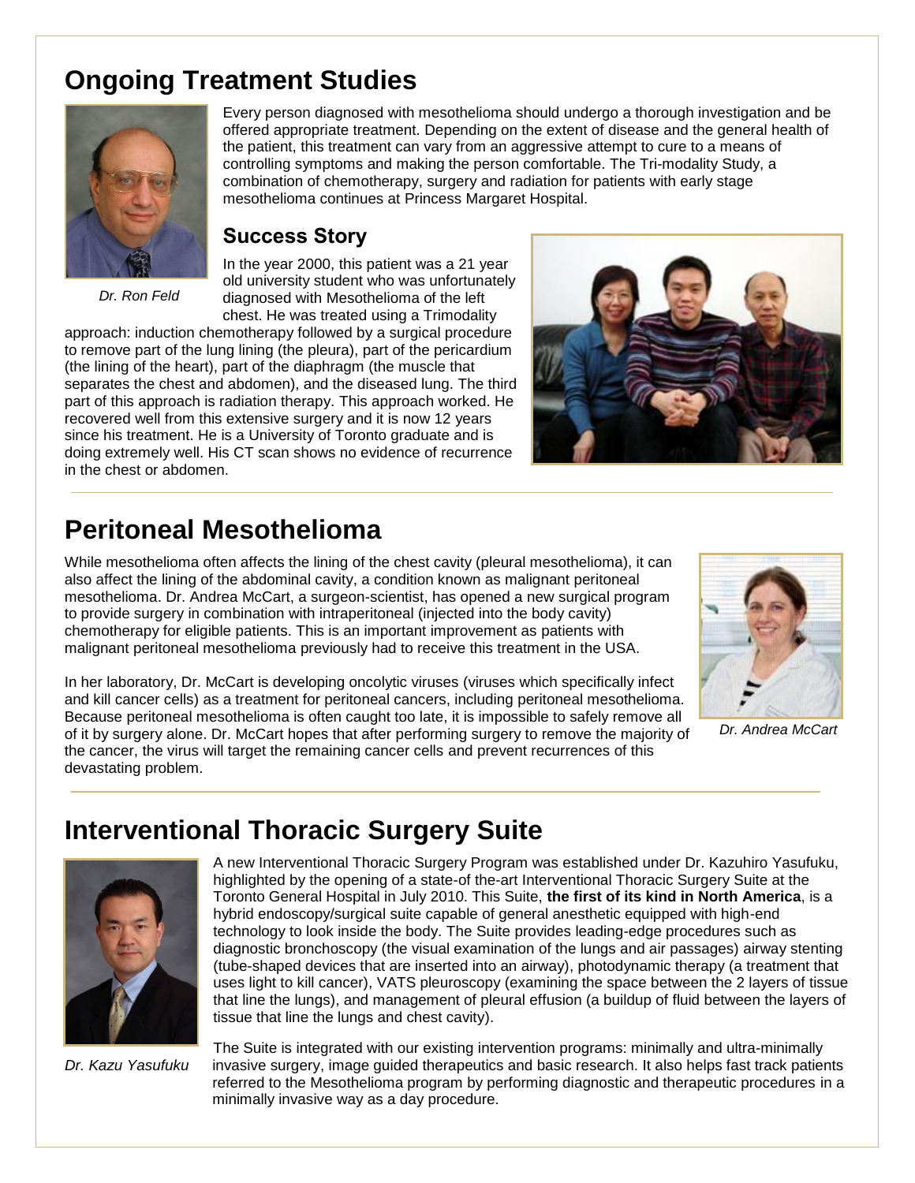## Ongoing Treatment Studies

Every person diagnosed with mesothelioma should undergo a thorough investigation and be offered appropriate treatment. Depending on the extent of disease and the general health of the patient, this treatment can vary from an aggressive attempt to cure to a means of controlling symptoms and making the person comfortable. The Tri-modality Study, a combination of chemotherapy, surgery and radiation for patients with early stage mesothelioma continues at Princess Margaret Hospital.

*Dr. Ron Feld*

### Success Story

In the year 2000, this patient was a 21 year old university student who was unfortunately diagnosed with Mesothelioma of the left chest. He was treated using a Trimodality approach: induction chemotherapy followed by a surgical procedure to remove part of the lung lining (the pleura), part of the pericardium (the lining of the heart), part of the diaphragm (the muscle that separates the chest and abdomen), and the diseased lung. The third part of this approach is radiation therapy. This approach worked. He recovered well from this extensive surgery and it is now 12 years since his treatment. He is a University of Toronto graduate and is doing extremely well. His CT scan shows no evidence of recurrence in the chest or abdomen.

## Peritoneal Mesothelioma

While mesothelioma often affects the lining of the chest cavity (pleural mesothelioma), it can also affect the lining of the abdominal cavity, a condition known as malignant peritoneal mesothelioma. Dr. Andrea McCart, a surgeon-scientist, has opened a new surgical program to provide surgery in combination with intraperitoneal (injected into the body cavity) chemotherapy for eligible patients. This is an important improvement as patients with malignant peritoneal mesothelioma previously had to receive this treatment in the USA.

In her laboratory, Dr. McCart is developing oncolytic viruses (viruses which specifically infect and kill cancer cells) as a treatment for peritoneal cancers, including peritoneal mesothelioma. Because peritoneal mesothelioma is often caught too late, it is impossible to safely remove all of it by surgery alone. Dr. McCart hopes that after performing surgery to remove the majority of the cancer, the virus will target the remaining cancer cells and prevent recurrences of this devastating problem.

*Dr. Andrea McCart*

## Interventional Thoracic Surgery Suite

A new Interventional Thoracic Surgery Program was established under Dr. Kazuhiro Yasufuku, highlighted by the opening of a state-of the-art Interventional Thoracic Surgery Suite at the Toronto General Hospital in July 2010. This Suite, **the first of its kind in North America**, is a hybrid endoscopy/surgical suite capable of general anesthetic equipped with high-end technology to look inside the body. The Suite provides leading-edge procedures such as diagnostic bronchoscopy (the visual examination of the lungs and air passages) airway stenting (tube-shaped devices that are inserted into an airway), photodynamic therapy (a treatment that uses light to kill cancer), VATS pleuroscopy (examining the space between the 2 layers of tissue that line the lungs), and management of pleural effusion (a buildup of fluid between the layers of tissue that line the lungs and chest cavity).

The Suite is integrated with our existing intervention programs: minimally and ultra-minimally invasive surgery, image guided therapeutics and basic research. It also helps fast track patients referred to the Mesothelioma program by performing diagnostic and therapeutic procedures in a minimally invasive way as a day procedure.

*Dr. Kazu Yasufuku*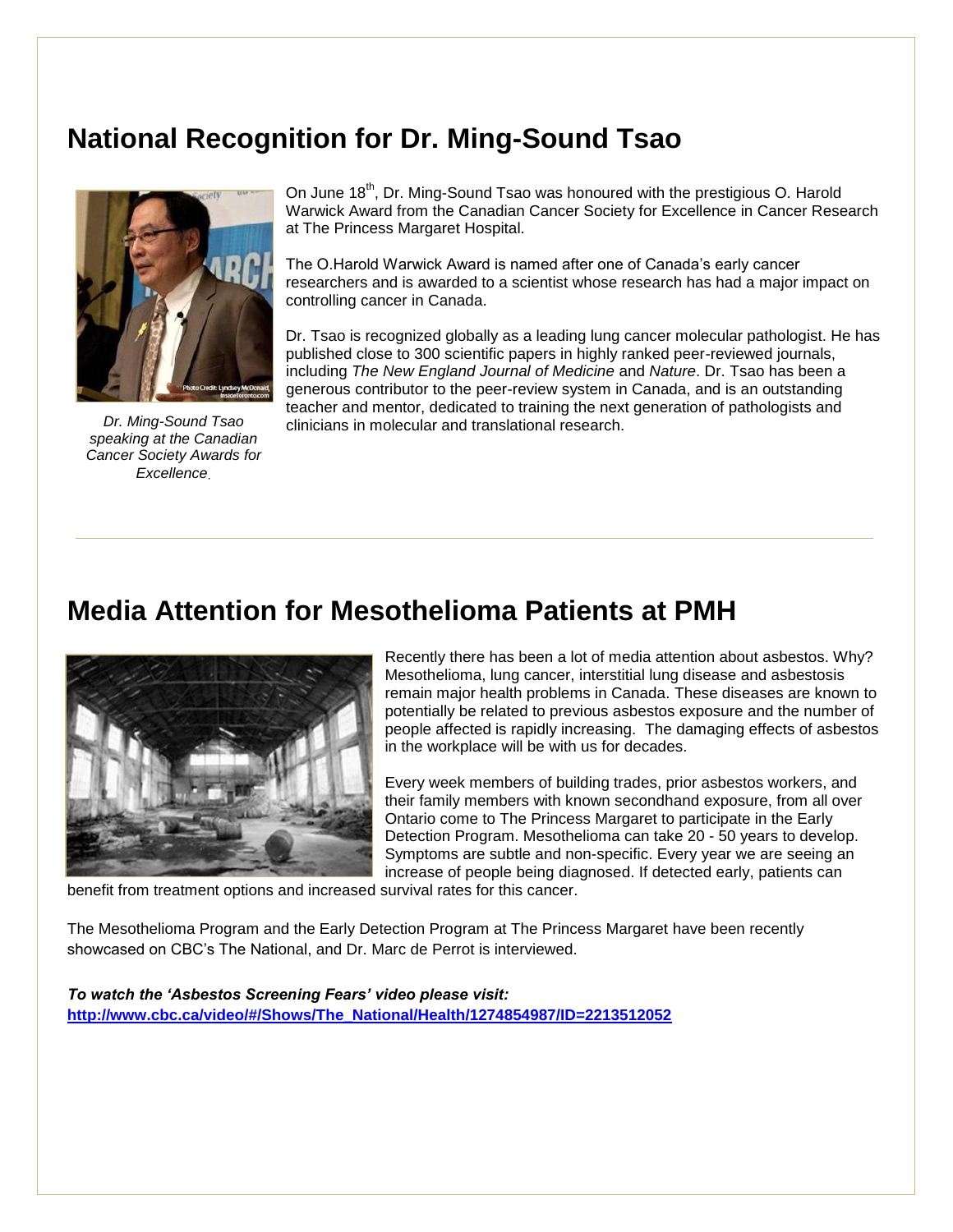## National Recognition for Dr. Ming-Sound Tsao

*Dr. Ming-Sound Tsao speaking at the Canadian Cancer Society Awards for Excellence.*

On June 18th, Dr. Ming-Sound Tsao was honoured with the prestigious O. Harold Warwick Award from the Canadian Cancer Society for Excellence in Cancer Research at The Princess Margaret Hospital.

The O.Harold Warwick Award is named after one of Canada's early cancer researchers and is awarded to a scientist whose research has had a major impact on controlling cancer in Canada.

Dr. Tsao is recognized globally as a leading lung cancer molecular pathologist. He has published close to 300 scientific papers in highly ranked peer-reviewed journals, including *The New England Journal of Medicine* and *Nature*. Dr. Tsao has been a generous contributor to the peer-review system in Canada, and is an outstanding teacher and mentor, dedicated to training the next generation of pathologists and clinicians in molecular and translational research.

---

## Media Attention for Mesothelioma Patients at PMH

Recently there has been a lot of media attention about asbestos. Why? Mesothelioma, lung cancer, interstitial lung disease and asbestosis remain major health problems in Canada. These diseases are known to potentially be related to previous asbestos exposure and the number of people affected is rapidly increasing. The damaging effects of asbestos in the workplace will be with us for decades.

Every week members of building trades, prior asbestos workers, and their family members with known secondhand exposure, from all over Ontario come to The Princess Margaret to participate in the Early Detection Program. Mesothelioma can take 20 - 50 years to develop. Symptoms are subtle and non-specific. Every year we are seeing an increase of people being diagnosed. If detected early, patients can benefit from treatment options and increased survival rates for this cancer.

The Mesothelioma Program and the Early Detection Program at The Princess Margaret have been recently showcased on CBC's The National, and Dr. Marc de Perrot is interviewed.

***To watch the 'Asbestos Screening Fears' video please visit:***
**http://www.cbc.ca/video/#/Shows/The_National/Health/1274854987/ID=2213512052**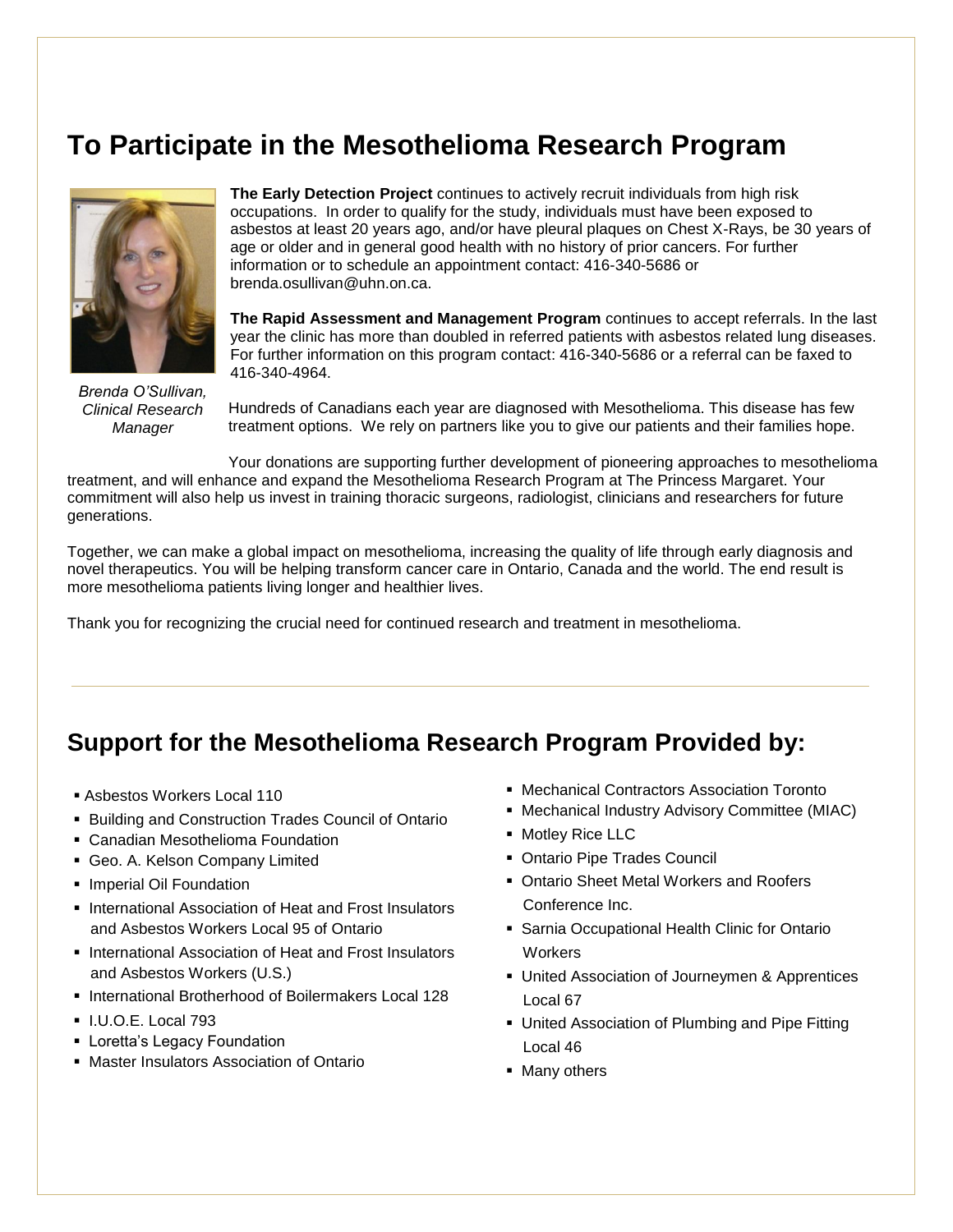## To Participate in the Mesothelioma Research Program

**The Early Detection Project** continues to actively recruit individuals from high risk occupations. In order to qualify for the study, individuals must have been exposed to asbestos at least 20 years ago, and/or have pleural plaques on Chest X-Rays, be 30 years of age or older and in general good health with no history of prior cancers. For further information or to schedule an appointment contact: 416-340-5686 or brenda.osullivan@uhn.on.ca.

**The Rapid Assessment and Management Program** continues to accept referrals. In the last year the clinic has more than doubled in referred patients with asbestos related lung diseases. For further information on this program contact: 416-340-5686 or a referral can be faxed to 416-340-4964.

*Brenda O'Sullivan, Clinical Research Manager*

Hundreds of Canadians each year are diagnosed with Mesothelioma. This disease has few treatment options. We rely on partners like you to give our patients and their families hope.

Your donations are supporting further development of pioneering approaches to mesothelioma treatment, and will enhance and expand the Mesothelioma Research Program at The Princess Margaret. Your commitment will also help us invest in training thoracic surgeons, radiologist, clinicians and researchers for future generations.

Together, we can make a global impact on mesothelioma, increasing the quality of life through early diagnosis and novel therapeutics. You will be helping transform cancer care in Ontario, Canada and the world. The end result is more mesothelioma patients living longer and healthier lives.

Thank you for recognizing the crucial need for continued research and treatment in mesothelioma.

---

## Support for the Mesothelioma Research Program Provided by:

- Asbestos Workers Local 110
- Building and Construction Trades Council of Ontario
- Canadian Mesothelioma Foundation
- Geo. A. Kelson Company Limited
- Imperial Oil Foundation
- International Association of Heat and Frost Insulators and Asbestos Workers Local 95 of Ontario
- International Association of Heat and Frost Insulators and Asbestos Workers (U.S.)
- International Brotherhood of Boilermakers Local 128
- I.U.O.E. Local 793
- Loretta's Legacy Foundation
- Master Insulators Association of Ontario
- Mechanical Contractors Association Toronto
- Mechanical Industry Advisory Committee (MIAC)
- Motley Rice LLC
- Ontario Pipe Trades Council
- Ontario Sheet Metal Workers and Roofers Conference Inc.
- Sarnia Occupational Health Clinic for Ontario Workers
- United Association of Journeymen & Apprentices Local 67
- United Association of Plumbing and Pipe Fitting Local 46
- Many others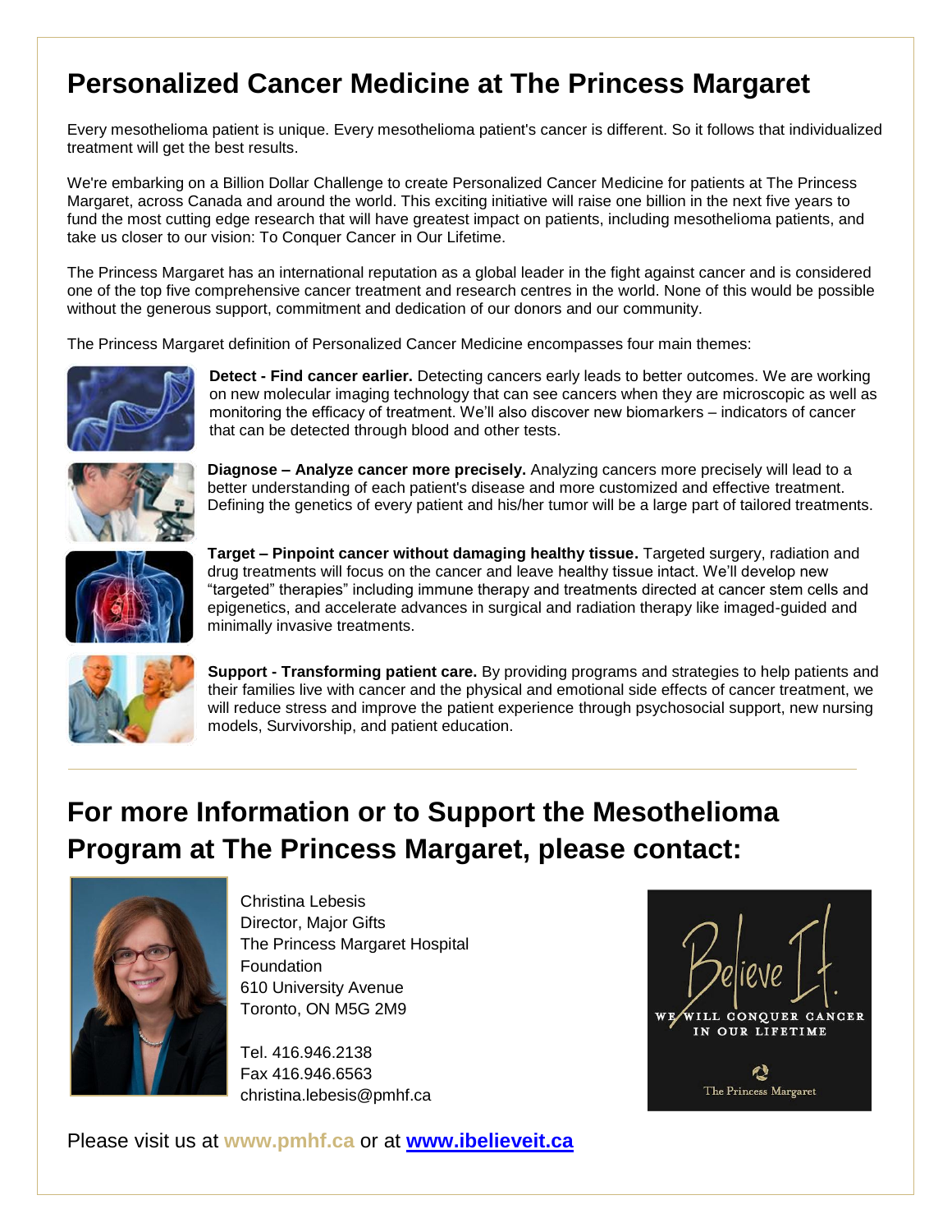# Personalized Cancer Medicine at The Princess Margaret

Every mesothelioma patient is unique. Every mesothelioma patient's cancer is different. So it follows that individualized treatment will get the best results.

We're embarking on a Billion Dollar Challenge to create Personalized Cancer Medicine for patients at The Princess Margaret, across Canada and around the world. This exciting initiative will raise one billion in the next five years to fund the most cutting edge research that will have greatest impact on patients, including mesothelioma patients, and take us closer to our vision: To Conquer Cancer in Our Lifetime.

The Princess Margaret has an international reputation as a global leader in the fight against cancer and is considered one of the top five comprehensive cancer treatment and research centres in the world. None of this would be possible without the generous support, commitment and dedication of our donors and our community.

The Princess Margaret definition of Personalized Cancer Medicine encompasses four main themes:

**Detect - Find cancer earlier.** Detecting cancers early leads to better outcomes. We are working on new molecular imaging technology that can see cancers when they are microscopic as well as monitoring the efficacy of treatment. We'll also discover new biomarkers – indicators of cancer that can be detected through blood and other tests.

**Diagnose – Analyze cancer more precisely.** Analyzing cancers more precisely will lead to a better understanding of each patient's disease and more customized and effective treatment. Defining the genetics of every patient and his/her tumor will be a large part of tailored treatments.

**Target – Pinpoint cancer without damaging healthy tissue.** Targeted surgery, radiation and drug treatments will focus on the cancer and leave healthy tissue intact. We'll develop new "targeted" therapies" including immune therapy and treatments directed at cancer stem cells and epigenetics, and accelerate advances in surgical and radiation therapy like imaged-guided and minimally invasive treatments.

**Support - Transforming patient care.** By providing programs and strategies to help patients and their families live with cancer and the physical and emotional side effects of cancer treatment, we will reduce stress and improve the patient experience through psychosocial support, new nursing models, Survivorship, and patient education.

---

# For more Information or to Support the Mesothelioma Program at The Princess Margaret, please contact:

Christina Lebesis
Director, Major Gifts
The Princess Margaret Hospital Foundation
610 University Avenue
Toronto, ON M5G 2M9

Tel. 416.946.2138
Fax 416.946.6563
christina.lebesis@pmhf.ca

Believe It.
WE WILL CONQUER CANCER IN OUR LIFETIME
The Princess Margaret

Please visit us at www.pmhf.ca or at **www.ibelieveit.ca**